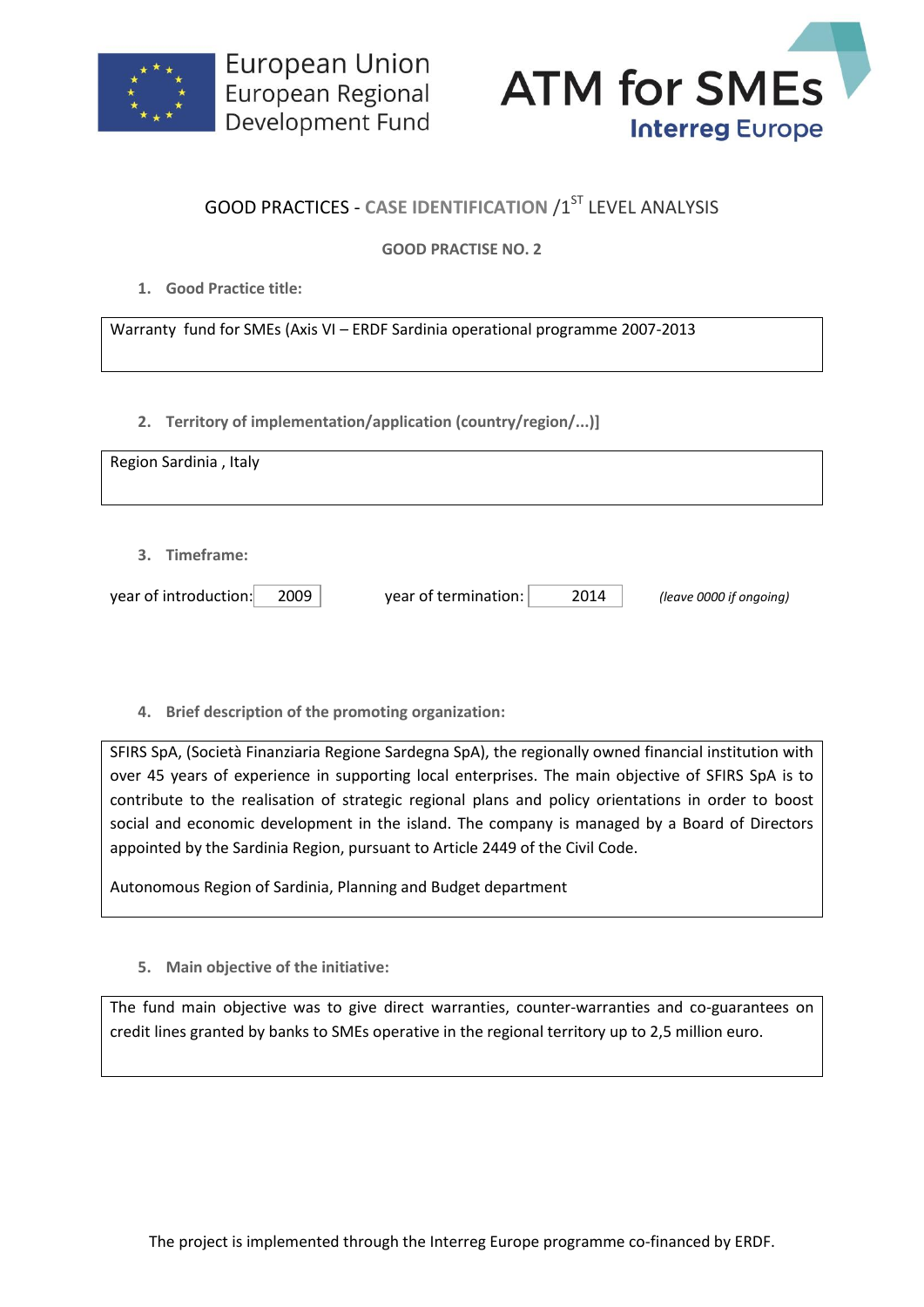European Union
European Regional
Development Fund

ATM for SMEs
Interreg Europe

# GOOD PRACTICES - CASE IDENTIFICATION /1ST LEVEL ANALYSIS

## GOOD PRACTISE NO. 2

1. **Good Practice title:**

Warranty fund for SMEs (Axis VI – ERDF Sardinia operational programme 2007-2013

2. **Territory of implementation/application (country/region/...)]**

Region Sardinia , Italy

3. **Timeframe:**

year of introduction: 2009 year of termination: 2014 *(leave 0000 if ongoing)*

4. **Brief description of the promoting organization:**

SFIRS SpA, (Società Finanziaria Regione Sardegna SpA), the regionally owned financial institution with over 45 years of experience in supporting local enterprises. The main objective of SFIRS SpA is to contribute to the realisation of strategic regional plans and policy orientations in order to boost social and economic development in the island. The company is managed by a Board of Directors appointed by the Sardinia Region, pursuant to Article 2449 of the Civil Code.

Autonomous Region of Sardinia, Planning and Budget department

5. **Main objective of the initiative:**

The fund main objective was to give direct warranties, counter-warranties and co-guarantees on credit lines granted by banks to SMEs operative in the regional territory up to 2,5 million euro.

The project is implemented through the Interreg Europe programme co-financed by ERDF.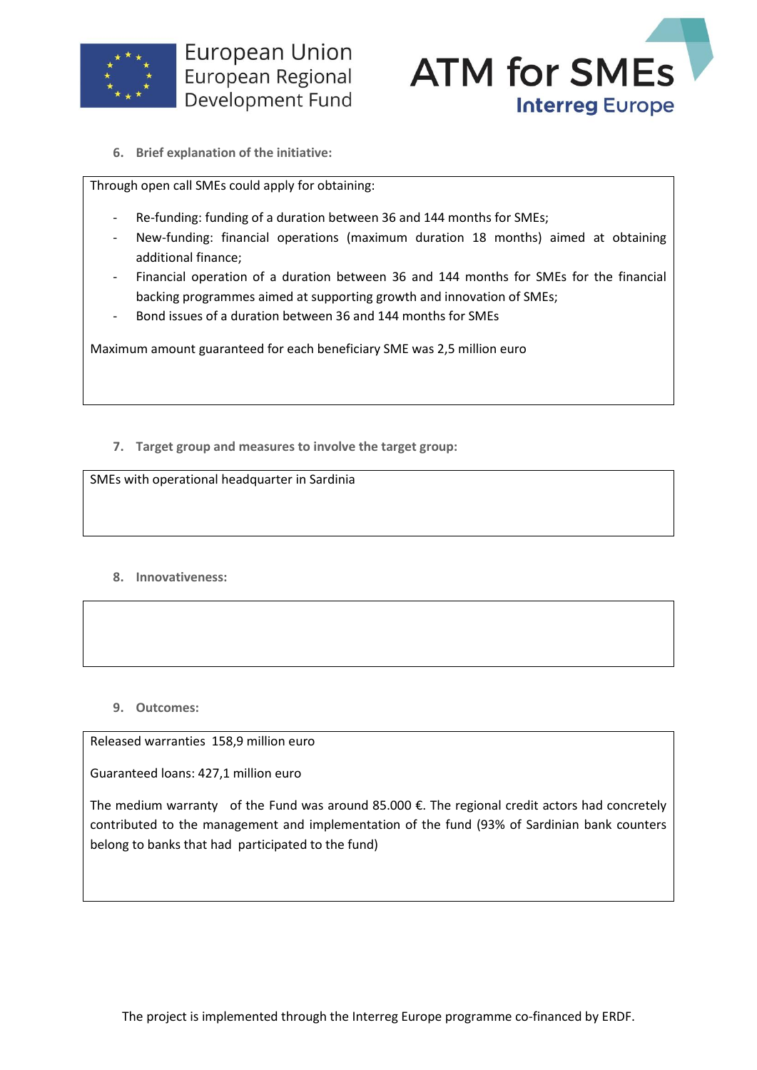6. **Brief explanation of the initiative:**

Through open call SMEs could apply for obtaining:

- Re-funding: funding of a duration between 36 and 144 months for SMEs;
- New-funding: financial operations (maximum duration 18 months) aimed at obtaining additional finance;
- Financial operation of a duration between 36 and 144 months for SMEs for the financial backing programmes aimed at supporting growth and innovation of SMEs;
- Bond issues of a duration between 36 and 144 months for SMEs

Maximum amount guaranteed for each beneficiary SME was 2,5 million euro

7. **Target group and measures to involve the target group:**

SMEs with operational headquarter in Sardinia

8. **Innovativeness:**

9. **Outcomes:**

Released warranties 158,9 million euro

Guaranteed loans: 427,1 million euro

The medium warranty of the Fund was around 85.000 €. The regional credit actors had concretely contributed to the management and implementation of the fund (93% of Sardinian bank counters belong to banks that had participated to the fund)